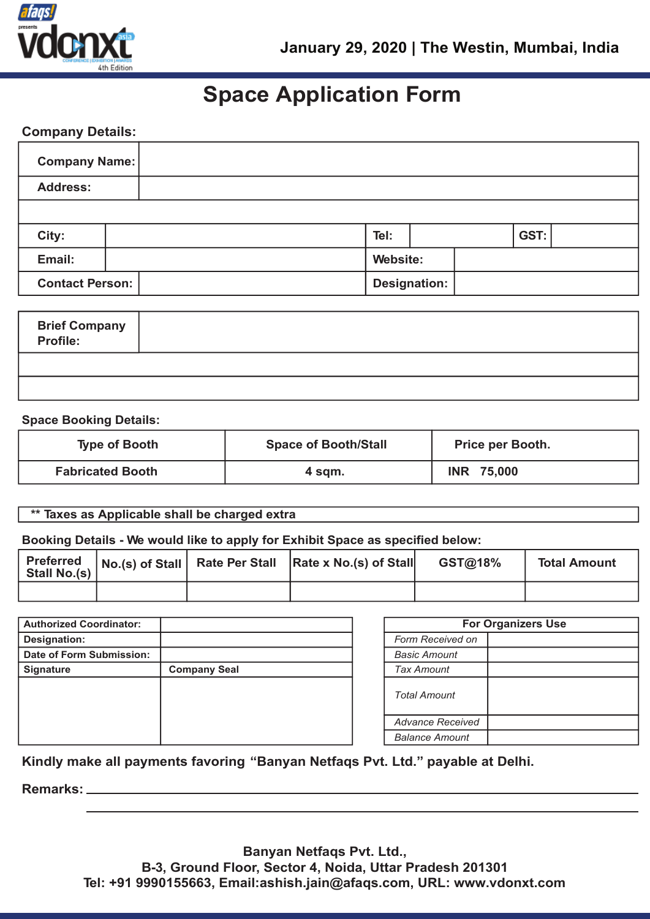afaqs! presents vdonxt asia — 4th Edition

January 29, 2020 | The Westin, Mumbai, India

# Space Application Form

**Company Details:**

| | | | | | |
|---|---|---|---|---|---|
| **Company Name:** | | | | | |
| **Address:** | | | | | |
| | | | | | |
| **City:** | | **Tel:** | | **GST:** | |
| **Email:** | | **Website:** | | | |
| **Contact Person:** | | **Designation:** | | | |

| | |
|---|---|
| **Brief Company Profile:** | |
| | |
| | |

**Space Booking Details:**

| Type of Booth | Space of Booth/Stall | Price per Booth. |
|---|---|---|
| Fabricated Booth | 4 sqm. | INR 75,000 |

** Taxes as Applicable shall be charged extra

**Booking Details - We would like to apply for Exhibit Space as specified below:**

| Preferred Stall No.(s) | No.(s) of Stall | Rate Per Stall | Rate x No.(s) of Stall | GST@18% | Total Amount |
|---|---|---|---|---|---|
| | | | | | |

| | |
|---|---|
| **Authorized Coordinator:** | |
| **Designation:** | |
| **Date of Form Submission:** | |
| **Signature** | **Company Seal** |
| | |

| For Organizers Use | |
|---|---|
| *Form Received on* | |
| *Basic Amount* | |
| *Tax Amount* | |
| *Total Amount* | |
| *Advance Received* | |
| *Balance Amount* | |

**Kindly make all payments favoring "Banyan Netfaqs Pvt. Ltd." payable at Delhi.**

**Remarks:** ______________________________________________

______________________________________________

**Banyan Netfaqs Pvt. Ltd.,**
**B-3, Ground Floor, Sector 4, Noida, Uttar Pradesh 201301**
**Tel: +91 9990155663, Email:ashish.jain@afaqs.com, URL: www.vdonxt.com**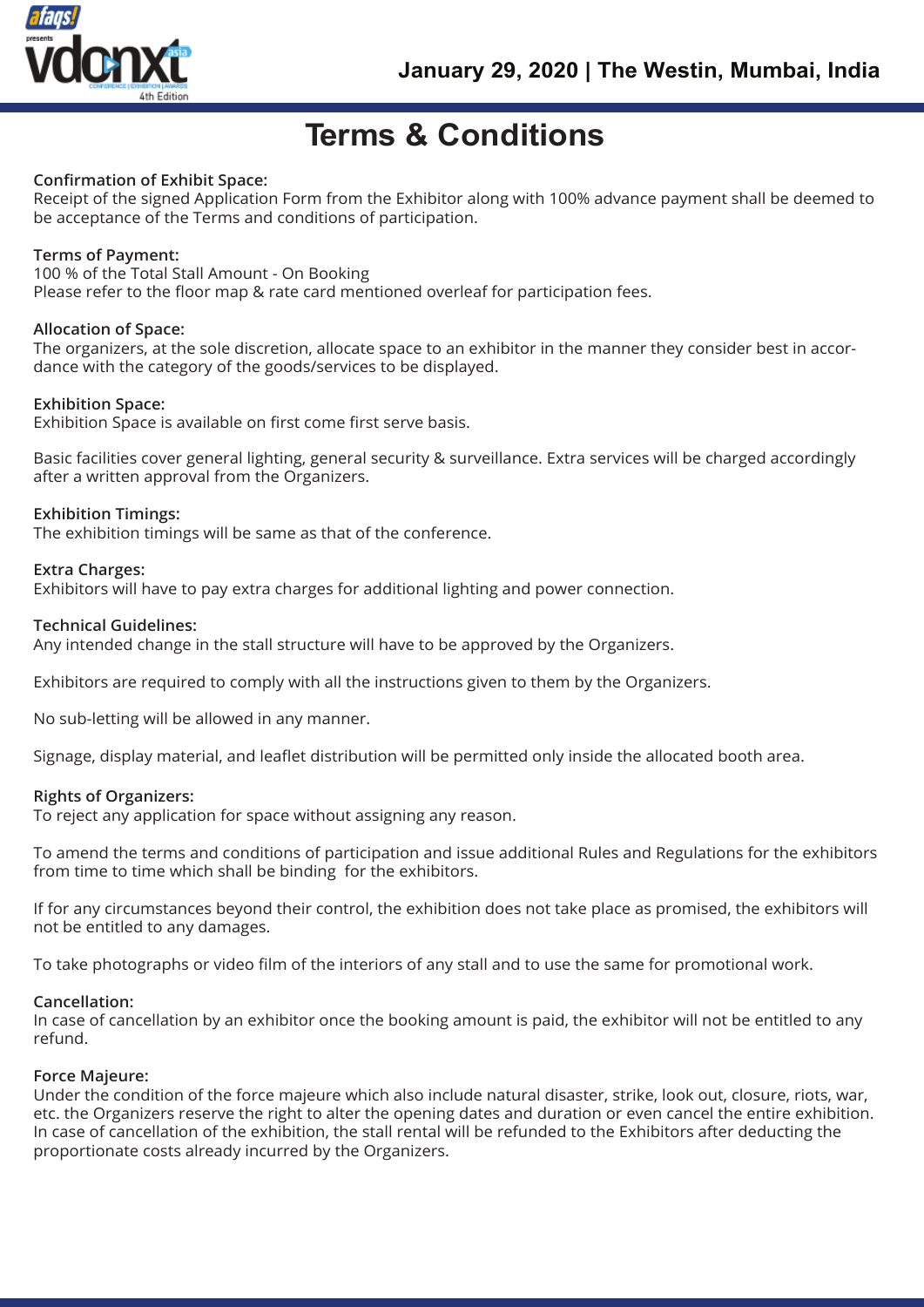# Terms & Conditions

**Confirmation of Exhibit Space:**
Receipt of the signed Application Form from the Exhibitor along with 100% advance payment shall be deemed to be acceptance of the Terms and conditions of participation.

**Terms of Payment:**
100 % of the Total Stall Amount - On Booking
Please refer to the floor map & rate card mentioned overleaf for participation fees.

**Allocation of Space:**
The organizers, at the sole discretion, allocate space to an exhibitor in the manner they consider best in accordance with the category of the goods/services to be displayed.

**Exhibition Space:**
Exhibition Space is available on first come first serve basis.

Basic facilities cover general lighting, general security & surveillance. Extra services will be charged accordingly after a written approval from the Organizers.

**Exhibition Timings:**
The exhibition timings will be same as that of the conference.

**Extra Charges:**
Exhibitors will have to pay extra charges for additional lighting and power connection.

**Technical Guidelines:**
Any intended change in the stall structure will have to be approved by the Organizers.

Exhibitors are required to comply with all the instructions given to them by the Organizers.

No sub-letting will be allowed in any manner.

Signage, display material, and leaflet distribution will be permitted only inside the allocated booth area.

**Rights of Organizers:**
To reject any application for space without assigning any reason.

To amend the terms and conditions of participation and issue additional Rules and Regulations for the exhibitors from time to time which shall be binding for the exhibitors.

If for any circumstances beyond their control, the exhibition does not take place as promised, the exhibitors will not be entitled to any damages.

To take photographs or video film of the interiors of any stall and to use the same for promotional work.

**Cancellation:**
In case of cancellation by an exhibitor once the booking amount is paid, the exhibitor will not be entitled to any refund.

**Force Majeure:**
Under the condition of the force majeure which also include natural disaster, strike, look out, closure, riots, war, etc. the Organizers reserve the right to alter the opening dates and duration or even cancel the entire exhibition. In case of cancellation of the exhibition, the stall rental will be refunded to the Exhibitors after deducting the proportionate costs already incurred by the Organizers.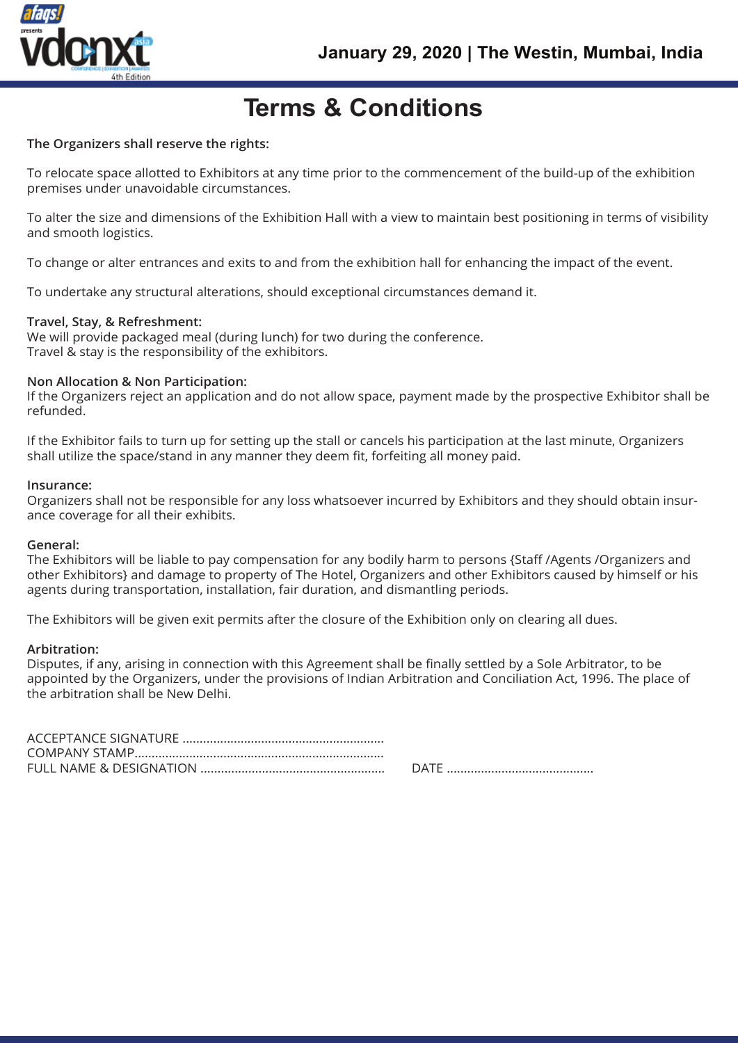# Terms & Conditions

**The Organizers shall reserve the rights:**

To relocate space allotted to Exhibitors at any time prior to the commencement of the build-up of the exhibition premises under unavoidable circumstances.

To alter the size and dimensions of the Exhibition Hall with a view to maintain best positioning in terms of visibility and smooth logistics.

To change or alter entrances and exits to and from the exhibition hall for enhancing the impact of the event.

To undertake any structural alterations, should exceptional circumstances demand it.

**Travel, Stay, & Refreshment:**
We will provide packaged meal (during lunch) for two during the conference.
Travel & stay is the responsibility of the exhibitors.

**Non Allocation & Non Participation:**
If the Organizers reject an application and do not allow space, payment made by the prospective Exhibitor shall be refunded.

If the Exhibitor fails to turn up for setting up the stall or cancels his participation at the last minute, Organizers shall utilize the space/stand in any manner they deem fit, forfeiting all money paid.

**Insurance:**
Organizers shall not be responsible for any loss whatsoever incurred by Exhibitors and they should obtain insurance coverage for all their exhibits.

**General:**
The Exhibitors will be liable to pay compensation for any bodily harm to persons {Staff /Agents /Organizers and other Exhibitors} and damage to property of The Hotel, Organizers and other Exhibitors caused by himself or his agents during transportation, installation, fair duration, and dismantling periods.

The Exhibitors will be given exit permits after the closure of the Exhibition only on clearing all dues.

**Arbitration:**
Disputes, if any, arising in connection with this Agreement shall be finally settled by a Sole Arbitrator, to be appointed by the Organizers, under the provisions of Indian Arbitration and Conciliation Act, 1996. The place of the arbitration shall be New Delhi.

ACCEPTANCE SIGNATURE ..........................................................
COMPANY STAMP........................................................................
FULL NAME & DESIGNATION ..................................................... DATE ..........................................